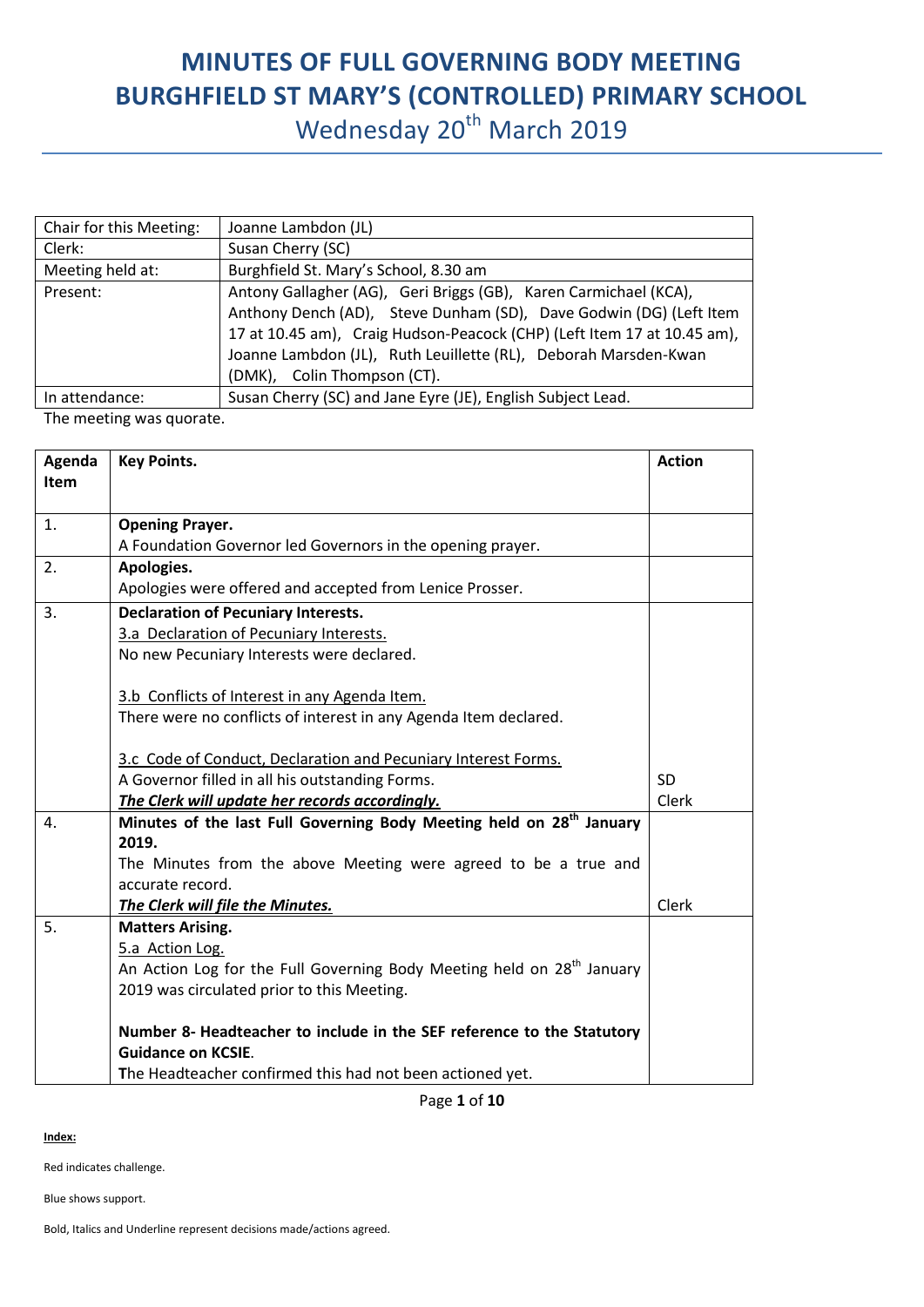# MINUTES OF FULL GOVERNING BODY MEETING
# BURGHFIELD ST MARY'S (CONTROLLED) PRIMARY SCHOOL

Wednesday 20th March 2019

| | |
|---|---|
| Chair for this Meeting: | Joanne Lambdon (JL) |
| Clerk: | Susan Cherry (SC) |
| Meeting held at: | Burghfield St. Mary's School, 8.30 am |
| Present: | Antony Gallagher (AG), Geri Briggs (GB), Karen Carmichael (KCA), Anthony Dench (AD), Steve Dunham (SD), Dave Godwin (DG) (Left Item 17 at 10.45 am), Craig Hudson-Peacock (CHP) (Left Item 17 at 10.45 am), Joanne Lambdon (JL), Ruth Leuillette (RL), Deborah Marsden-Kwan (DMK), Colin Thompson (CT). |
| In attendance: | Susan Cherry (SC) and Jane Eyre (JE), English Subject Lead. |

The meeting was quorate.

| Agenda Item | Key Points. | Action |
|---|---|---|
| 1. | **Opening Prayer.**<br>A Foundation Governor led Governors in the opening prayer. | |
| 2. | **Apologies.**<br>Apologies were offered and accepted from Lenice Prosser. | |
| 3. | **Declaration of Pecuniary Interests.**<br><u>3.a Declaration of Pecuniary Interests.</u><br>No new Pecuniary Interests were declared.<br><br><u>3.b Conflicts of Interest in any Agenda Item.</u><br>There were no conflicts of interest in any Agenda Item declared.<br><br><u>3.c Code of Conduct, Declaration and Pecuniary Interest Forms.</u><br>A Governor filled in all his outstanding Forms.<br>***<u>The Clerk will update her records accordingly.</u>*** | <br><br><br><br><br><br><br><br>SD<br>Clerk |
| 4. | **Minutes of the last Full Governing Body Meeting held on 28th January 2019.**<br>The Minutes from the above Meeting were agreed to be a true and accurate record.<br>***<u>The Clerk will file the Minutes.</u>*** | <br><br><br><br>Clerk |
| 5. | **Matters Arising.**<br><u>5.a Action Log.</u><br>An Action Log for the Full Governing Body Meeting held on 28th January 2019 was circulated prior to this Meeting.<br><br>**Number 8- Headteacher to include in the SEF reference to the Statutory Guidance on KCSIE**.<br>The Headteacher confirmed this had not been actioned yet. | |

**Index:**

Red indicates challenge.

Blue shows support.

Bold, Italics and Underline represent decisions made/actions agreed.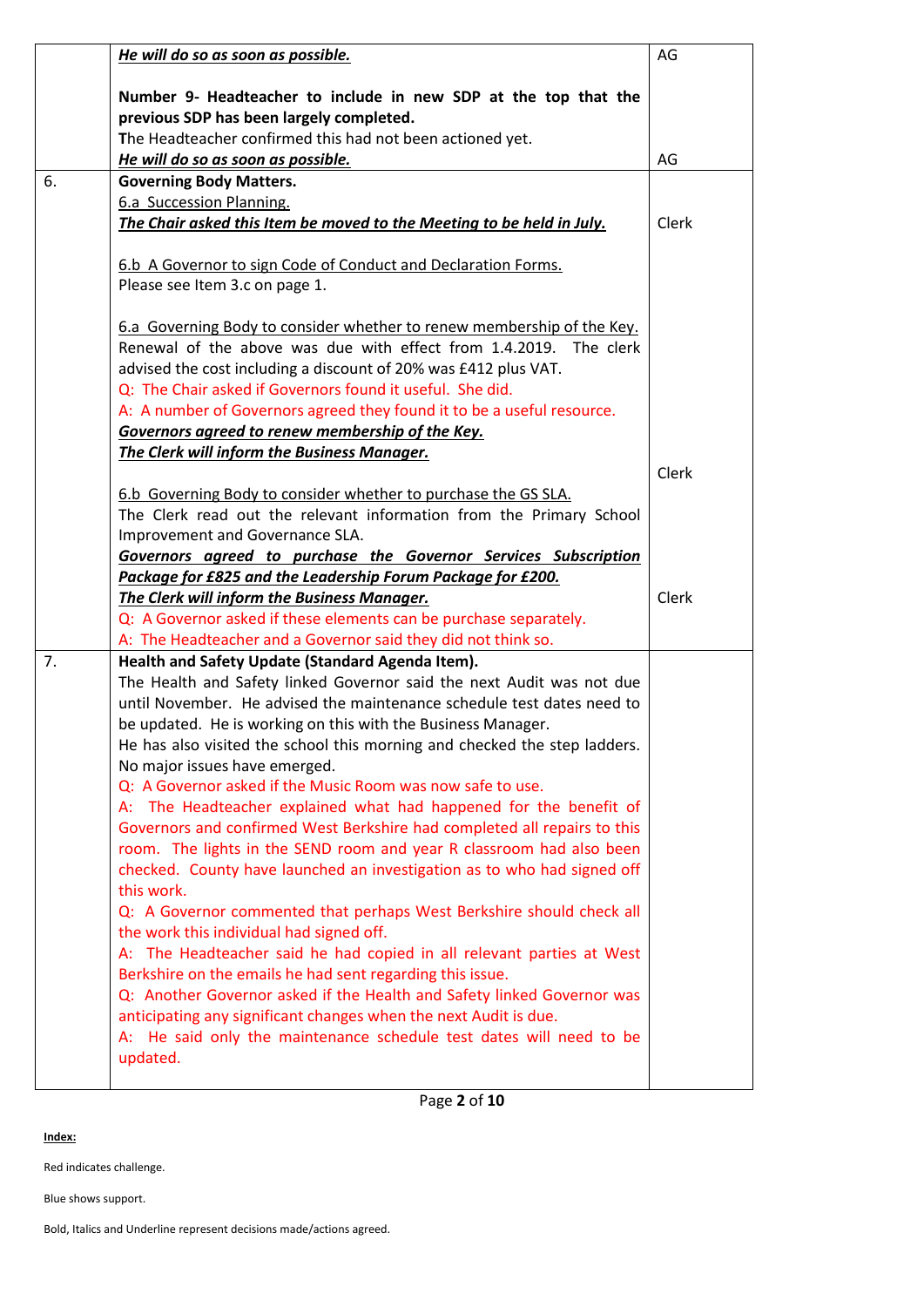| | | |
|---|---|---|
| | ***<u>He will do so as soon as possible.</u>*** | AG |
| | **Number 9- Headteacher to include in new SDP at the top that the previous SDP has been largely completed.**<br>The Headteacher confirmed this had not been actioned yet.<br>***<u>He will do so as soon as possible.</u>*** | AG |
| 6. | **Governing Body Matters.**<br><u>6.a Succession Planning.</u><br>***<u>The Chair asked this Item be moved to the Meeting to be held in July.</u>***<br><br><u>6.b A Governor to sign Code of Conduct and Declaration Forms.</u><br>Please see Item 3.c on page 1.<br><br><u>6.a Governing Body to consider whether to renew membership of the Key.</u><br>Renewal of the above was due with effect from 1.4.2019. The clerk advised the cost including a discount of 20% was £412 plus VAT.<br>Q: The Chair asked if Governors found it useful. She did.<br>A: A number of Governors agreed they found it to be a useful resource.<br>***<u>Governors agreed to renew membership of the Key.</u>***<br>***<u>The Clerk will inform the Business Manager.</u>***<br><br><u>6.b Governing Body to consider whether to purchase the GS SLA.</u><br>The Clerk read out the relevant information from the Primary School Improvement and Governance SLA.<br>***<u>Governors agreed to purchase the Governor Services Subscription Package for £825 and the Leadership Forum Package for £200.</u>***<br>***<u>The Clerk will inform the Business Manager.</u>***<br>Q: A Governor asked if these elements can be purchase separately.<br>A: The Headteacher and a Governor said they did not think so. | Clerk<br><br><br><br><br><br><br><br><br><br><br>Clerk<br><br><br><br><br><br>Clerk |
| 7. | **Health and Safety Update (Standard Agenda Item).**<br>The Health and Safety linked Governor said the next Audit was not due until November. He advised the maintenance schedule test dates need to be updated. He is working on this with the Business Manager.<br>He has also visited the school this morning and checked the step ladders. No major issues have emerged.<br>Q: A Governor asked if the Music Room was now safe to use.<br>A: The Headteacher explained what had happened for the benefit of Governors and confirmed West Berkshire had completed all repairs to this room. The lights in the SEND room and year R classroom had also been checked. County have launched an investigation as to who had signed off this work.<br>Q: A Governor commented that perhaps West Berkshire should check all the work this individual had signed off.<br>A: The Headteacher said he had copied in all relevant parties at West Berkshire on the emails he had sent regarding this issue.<br>Q: Another Governor asked if the Health and Safety linked Governor was anticipating any significant changes when the next Audit is due.<br>A: He said only the maintenance schedule test dates will need to be updated. | |

**<u>Index:</u>**

Red indicates challenge.

Blue shows support.

Bold, Italics and Underline represent decisions made/actions agreed.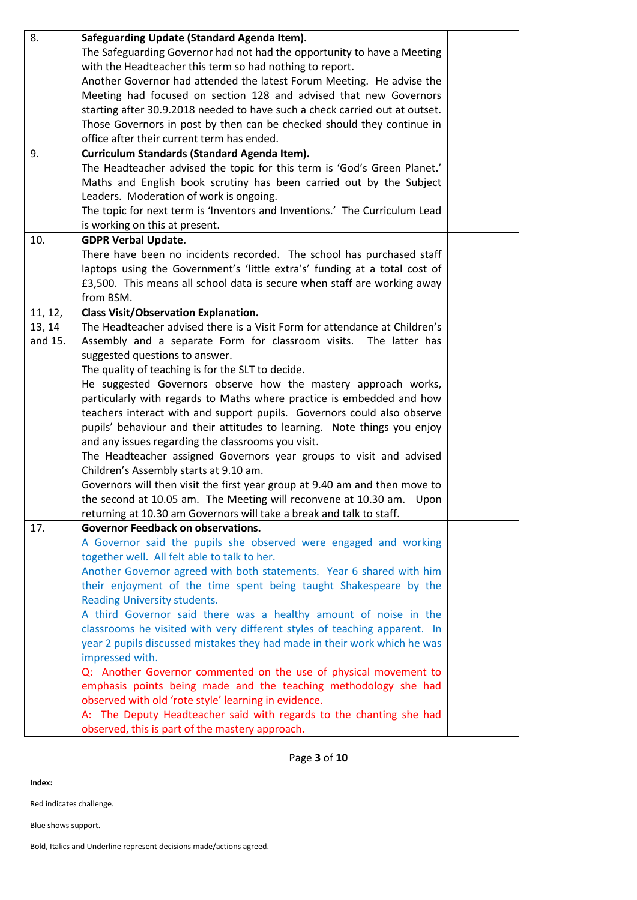| | | |
|---|---|---|
| 8. | **Safeguarding Update (Standard Agenda Item).**<br>The Safeguarding Governor had not had the opportunity to have a Meeting with the Headteacher this term so had nothing to report.<br>Another Governor had attended the latest Forum Meeting. He advise the Meeting had focused on section 128 and advised that new Governors starting after 30.9.2018 needed to have such a check carried out at outset. Those Governors in post by then can be checked should they continue in office after their current term has ended. | |
| 9. | **Curriculum Standards (Standard Agenda Item).**<br>The Headteacher advised the topic for this term is 'God's Green Planet.' Maths and English book scrutiny has been carried out by the Subject Leaders. Moderation of work is ongoing.<br>The topic for next term is 'Inventors and Inventions.' The Curriculum Lead is working on this at present. | |
| 10. | **GDPR Verbal Update.**<br>There have been no incidents recorded. The school has purchased staff laptops using the Government's 'little extra's' funding at a total cost of £3,500. This means all school data is secure when staff are working away from BSM. | |
| 11, 12, 13, 14 and 15. | **Class Visit/Observation Explanation.**<br>The Headteacher advised there is a Visit Form for attendance at Children's Assembly and a separate Form for classroom visits. The latter has suggested questions to answer.<br>The quality of teaching is for the SLT to decide.<br>He suggested Governors observe how the mastery approach works, particularly with regards to Maths where practice is embedded and how teachers interact with and support pupils. Governors could also observe pupils' behaviour and their attitudes to learning. Note things you enjoy and any issues regarding the classrooms you visit.<br>The Headteacher assigned Governors year groups to visit and advised Children's Assembly starts at 9.10 am.<br>Governors will then visit the first year group at 9.40 am and then move to the second at 10.05 am. The Meeting will reconvene at 10.30 am. Upon returning at 10.30 am Governors will take a break and talk to staff. | |
| 17. | **Governor Feedback on observations.**<br>A Governor said the pupils she observed were engaged and working together well. All felt able to talk to her.<br>Another Governor agreed with both statements. Year 6 shared with him their enjoyment of the time spent being taught Shakespeare by the Reading University students.<br>A third Governor said there was a healthy amount of noise in the classrooms he visited with very different styles of teaching apparent. In year 2 pupils discussed mistakes they had made in their work which he was impressed with.<br>Q: Another Governor commented on the use of physical movement to emphasis points being made and the teaching methodology she had observed with old 'rote style' learning in evidence.<br>A: The Deputy Headteacher said with regards to the chanting she had observed, this is part of the mastery approach. | |

**Index:**

Red indicates challenge.

Blue shows support.

Bold, Italics and Underline represent decisions made/actions agreed.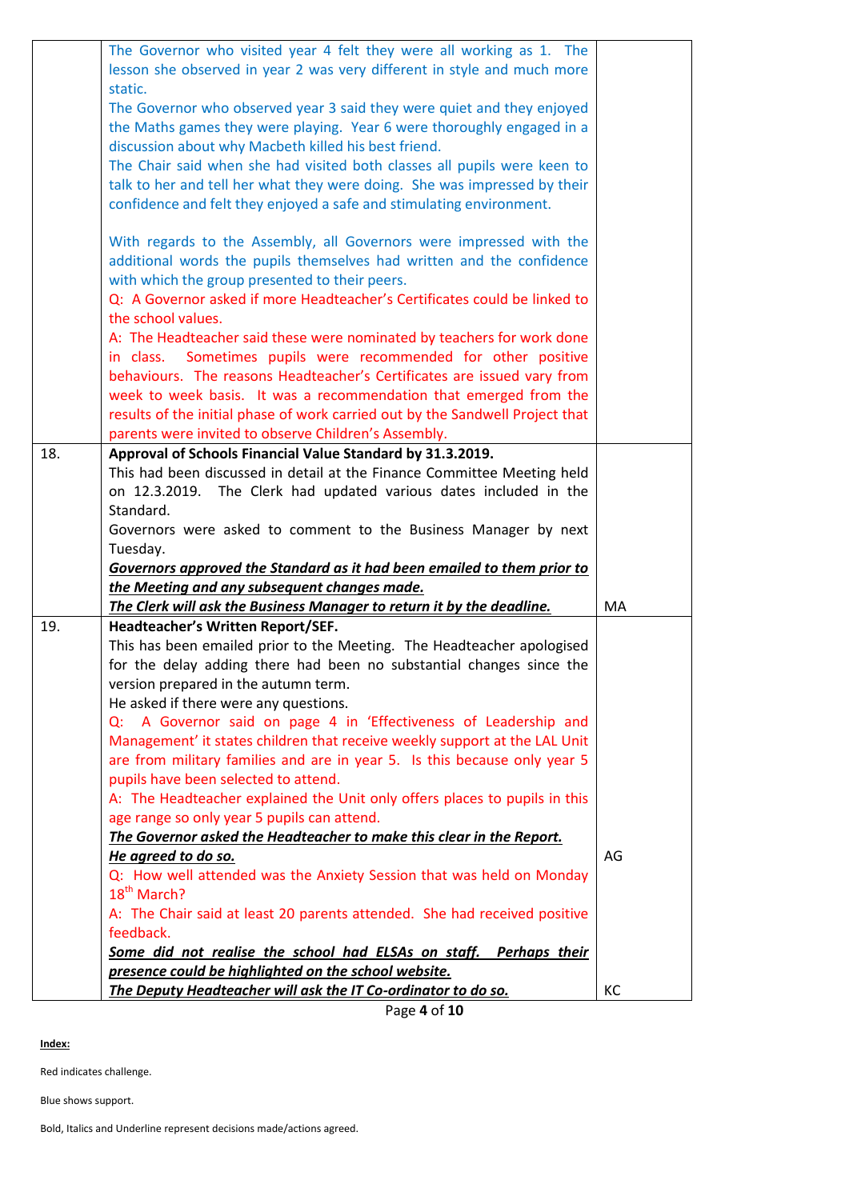| | | |
|---|---|---|
| | The Governor who visited year 4 felt they were all working as 1. The lesson she observed in year 2 was very different in style and much more static.<br>The Governor who observed year 3 said they were quiet and they enjoyed the Maths games they were playing. Year 6 were thoroughly engaged in a discussion about why Macbeth killed his best friend.<br>The Chair said when she had visited both classes all pupils were keen to talk to her and tell her what they were doing. She was impressed by their confidence and felt they enjoyed a safe and stimulating environment.<br><br>With regards to the Assembly, all Governors were impressed with the additional words the pupils themselves had written and the confidence with which the group presented to their peers.<br>Q: A Governor asked if more Headteacher's Certificates could be linked to the school values.<br>A: The Headteacher said these were nominated by teachers for work done in class. Sometimes pupils were recommended for other positive behaviours. The reasons Headteacher's Certificates are issued vary from week to week basis. It was a recommendation that emerged from the results of the initial phase of work carried out by the Sandwell Project that parents were invited to observe Children's Assembly. | |
| 18. | **Approval of Schools Financial Value Standard by 31.3.2019.**<br>This had been discussed in detail at the Finance Committee Meeting held on 12.3.2019. The Clerk had updated various dates included in the Standard.<br>Governors were asked to comment to the Business Manager by next Tuesday.<br>***<u>Governors approved the Standard as it had been emailed to them prior to the Meeting and any subsequent changes made.</u>***<br>***<u>The Clerk will ask the Business Manager to return it by the deadline.</u>*** | MA |
| 19. | **Headteacher's Written Report/SEF.**<br>This has been emailed prior to the Meeting. The Headteacher apologised for the delay adding there had been no substantial changes since the version prepared in the autumn term.<br>He asked if there were any questions.<br>Q: A Governor said on page 4 in 'Effectiveness of Leadership and Management' it states children that receive weekly support at the LAL Unit are from military families and are in year 5. Is this because only year 5 pupils have been selected to attend.<br>A: The Headteacher explained the Unit only offers places to pupils in this age range so only year 5 pupils can attend.<br>***<u>The Governor asked the Headteacher to make this clear in the Report. He agreed to do so.</u>***<br>Q: How well attended was the Anxiety Session that was held on Monday 18th March?<br>A: The Chair said at least 20 parents attended. She had received positive feedback.<br>***<u>Some did not realise the school had ELSAs on staff. Perhaps their presence could be highlighted on the school website.</u>***<br>***<u>The Deputy Headteacher will ask the IT Co-ordinator to do so.</u>*** | AG<br><br>KC |

**<u>Index:</u>**

Red indicates challenge.

Blue shows support.

Bold, Italics and Underline represent decisions made/actions agreed.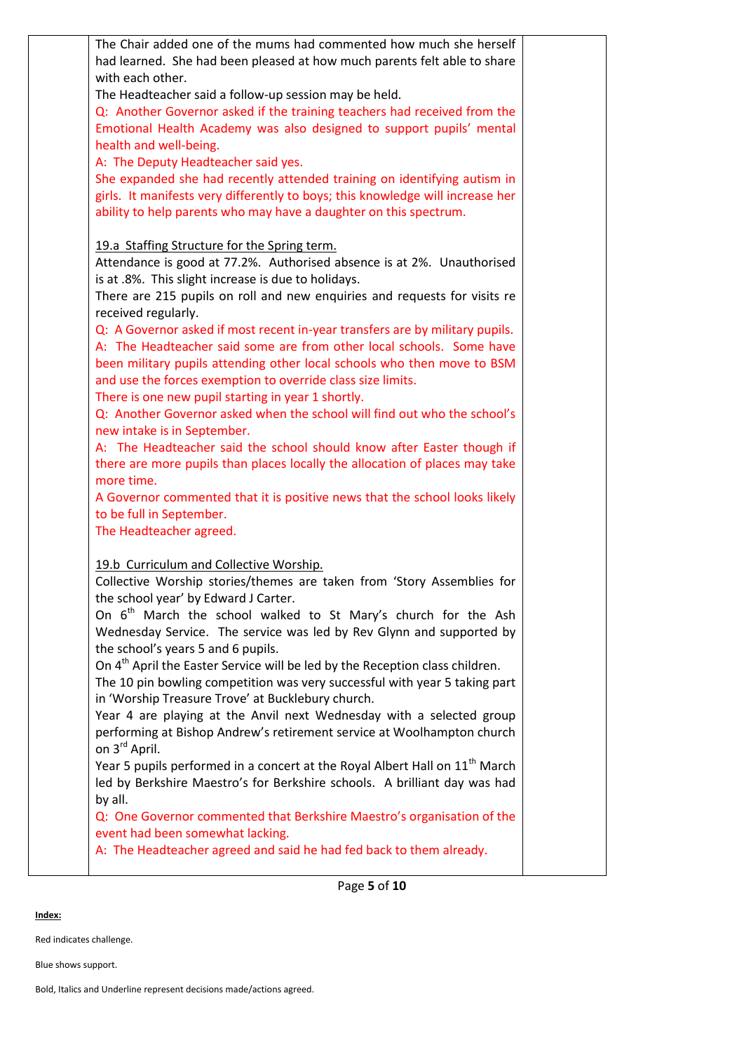The Chair added one of the mums had commented how much she herself had learned. She had been pleased at how much parents felt able to share with each other.

The Headteacher said a follow-up session may be held.

Q: Another Governor asked if the training teachers had received from the Emotional Health Academy was also designed to support pupils' mental health and well-being.

A: The Deputy Headteacher said yes.

She expanded she had recently attended training on identifying autism in girls. It manifests very differently to boys; this knowledge will increase her ability to help parents who may have a daughter on this spectrum.

<u>19.a Staffing Structure for the Spring term.</u>

Attendance is good at 77.2%. Authorised absence is at 2%. Unauthorised is at .8%. This slight increase is due to holidays.

There are 215 pupils on roll and new enquiries and requests for visits re received regularly.

Q: A Governor asked if most recent in-year transfers are by military pupils.

A: The Headteacher said some are from other local schools. Some have been military pupils attending other local schools who then move to BSM and use the forces exemption to override class size limits.

There is one new pupil starting in year 1 shortly.

Q: Another Governor asked when the school will find out who the school's new intake is in September.

A: The Headteacher said the school should know after Easter though if there are more pupils than places locally the allocation of places may take more time.

A Governor commented that it is positive news that the school looks likely to be full in September.

The Headteacher agreed.

<u>19.b Curriculum and Collective Worship.</u>

Collective Worship stories/themes are taken from 'Story Assemblies for the school year' by Edward J Carter.

On 6th March the school walked to St Mary's church for the Ash Wednesday Service. The service was led by Rev Glynn and supported by the school's years 5 and 6 pupils.

On 4th April the Easter Service will be led by the Reception class children.

The 10 pin bowling competition was very successful with year 5 taking part in 'Worship Treasure Trove' at Bucklebury church.

Year 4 are playing at the Anvil next Wednesday with a selected group performing at Bishop Andrew's retirement service at Woolhampton church on 3rd April.

Year 5 pupils performed in a concert at the Royal Albert Hall on 11th March led by Berkshire Maestro's for Berkshire schools. A brilliant day was had by all.

Q: One Governor commented that Berkshire Maestro's organisation of the event had been somewhat lacking.

A: The Headteacher agreed and said he had fed back to them already.

<u>**Index:**</u>

Red indicates challenge.

Blue shows support.

Bold, Italics and Underline represent decisions made/actions agreed.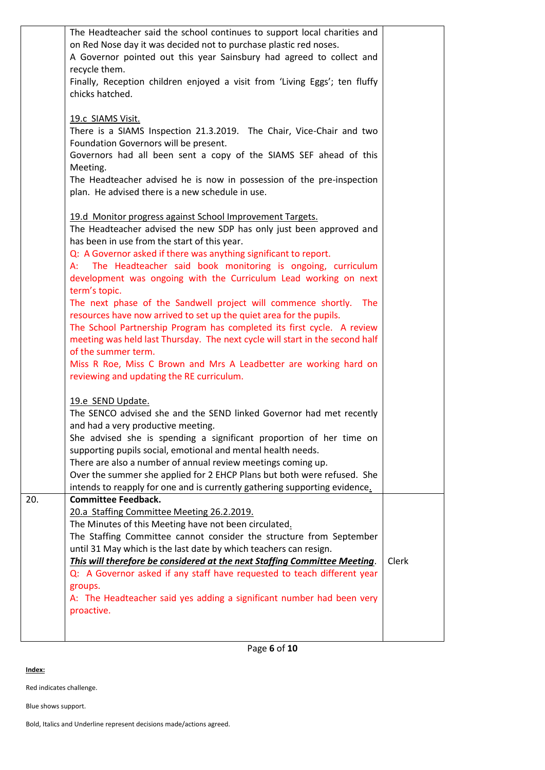| | | |
|---|---|---|
| | The Headteacher said the school continues to support local charities and on Red Nose day it was decided not to purchase plastic red noses.<br>A Governor pointed out this year Sainsbury had agreed to collect and recycle them.<br>Finally, Reception children enjoyed a visit from 'Living Eggs'; ten fluffy chicks hatched.<br><br><u>19.c SIAMS Visit.</u><br>There is a SIAMS Inspection 21.3.2019. The Chair, Vice-Chair and two Foundation Governors will be present.<br>Governors had all been sent a copy of the SIAMS SEF ahead of this Meeting.<br>The Headteacher advised he is now in possession of the pre-inspection plan. He advised there is a new schedule in use.<br><br><u>19.d Monitor progress against School Improvement Targets.</u><br>The Headteacher advised the new SDP has only just been approved and has been in use from the start of this year.<br>Q: A Governor asked if there was anything significant to report.<br>A: The Headteacher said book monitoring is ongoing, curriculum development was ongoing with the Curriculum Lead working on next term's topic.<br>The next phase of the Sandwell project will commence shortly. The resources have now arrived to set up the quiet area for the pupils.<br>The School Partnership Program has completed its first cycle. A review meeting was held last Thursday. The next cycle will start in the second half of the summer term.<br>Miss R Roe, Miss C Brown and Mrs A Leadbetter are working hard on reviewing and updating the RE curriculum.<br><br><u>19.e SEND Update.</u><br>The SENCO advised she and the SEND linked Governor had met recently and had a very productive meeting.<br>She advised she is spending a significant proportion of her time on supporting pupils social, emotional and mental health needs.<br>There are also a number of annual review meetings coming up.<br>Over the summer she applied for 2 EHCP Plans but both were refused. She intends to reapply for one and is currently gathering supporting evidence. | |
| 20. | **Committee Feedback.**<br><u>20.a Staffing Committee Meeting 26.2.2019.</u><br>The Minutes of this Meeting have not been circulated.<br>The Staffing Committee cannot consider the structure from September until 31 May which is the last date by which teachers can resign.<br>***<u>This will therefore be considered at the next Staffing Committee Meeting</u>***.<br>Q: A Governor asked if any staff have requested to teach different year groups.<br>A: The Headteacher said yes adding a significant number had been very proactive. | Clerk |

**<u>Index:</u>**

Red indicates challenge.

Blue shows support.

Bold, Italics and Underline represent decisions made/actions agreed.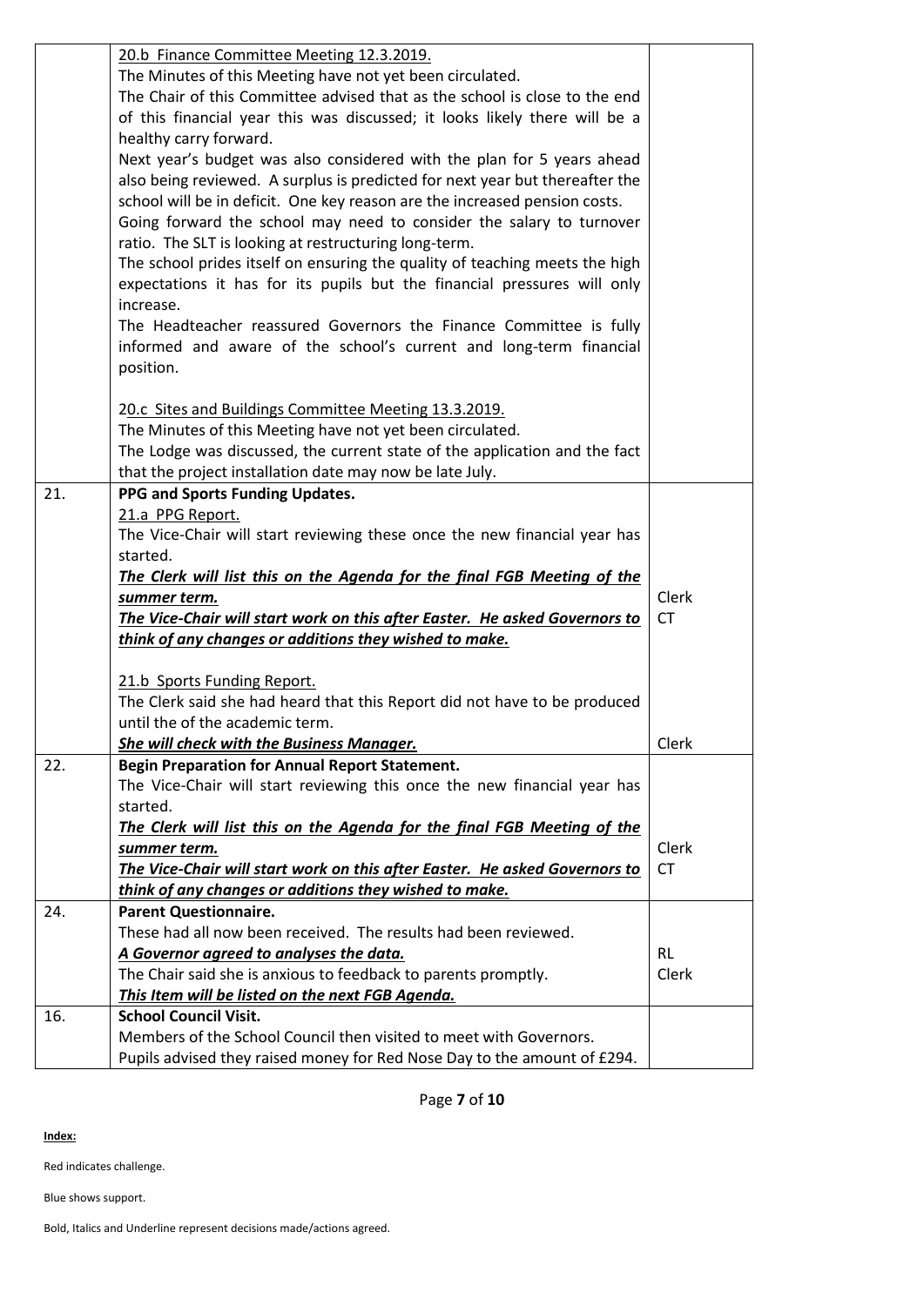| | | |
|---|---|---|
| | 20.b Finance Committee Meeting 12.3.2019.<br>The Minutes of this Meeting have not yet been circulated.<br>The Chair of this Committee advised that as the school is close to the end of this financial year this was discussed; it looks likely there will be a healthy carry forward.<br>Next year's budget was also considered with the plan for 5 years ahead also being reviewed. A surplus is predicted for next year but thereafter the school will be in deficit. One key reason are the increased pension costs.<br>Going forward the school may need to consider the salary to turnover ratio. The SLT is looking at restructuring long-term.<br>The school prides itself on ensuring the quality of teaching meets the high expectations it has for its pupils but the financial pressures will only increase.<br>The Headteacher reassured Governors the Finance Committee is fully informed and aware of the school's current and long-term financial position.<br><br>20.c Sites and Buildings Committee Meeting 13.3.2019.<br>The Minutes of this Meeting have not yet been circulated.<br>The Lodge was discussed, the current state of the application and the fact that the project installation date may now be late July. | |
| 21. | **PPG and Sports Funding Updates.**<br>21.a PPG Report.<br>The Vice-Chair will start reviewing these once the new financial year has started.<br>***The Clerk will list this on the Agenda for the final FGB Meeting of the summer term.***<br>***The Vice-Chair will start work on this after Easter. He asked Governors to think of any changes or additions they wished to make.***<br><br>21.b Sports Funding Report.<br>The Clerk said she had heard that this Report did not have to be produced until the of the academic term.<br>***She will check with the Business Manager.*** | Clerk<br>CT<br><br><br><br><br>Clerk |
| 22. | **Begin Preparation for Annual Report Statement.**<br>The Vice-Chair will start reviewing this once the new financial year has started.<br>***The Clerk will list this on the Agenda for the final FGB Meeting of the summer term.***<br>***The Vice-Chair will start work on this after Easter. He asked Governors to think of any changes or additions they wished to make.*** | Clerk<br>CT |
| 24. | **Parent Questionnaire.**<br>These had all now been received. The results had been reviewed.<br>***A Governor agreed to analyses the data.***<br>The Chair said she is anxious to feedback to parents promptly.<br>***This Item will be listed on the next FGB Agenda.*** | RL<br>Clerk |
| 16. | **School Council Visit.**<br>Members of the School Council then visited to meet with Governors.<br>Pupils advised they raised money for Red Nose Day to the amount of £294. | |

**Index:**

Red indicates challenge.

Blue shows support.

Bold, Italics and Underline represent decisions made/actions agreed.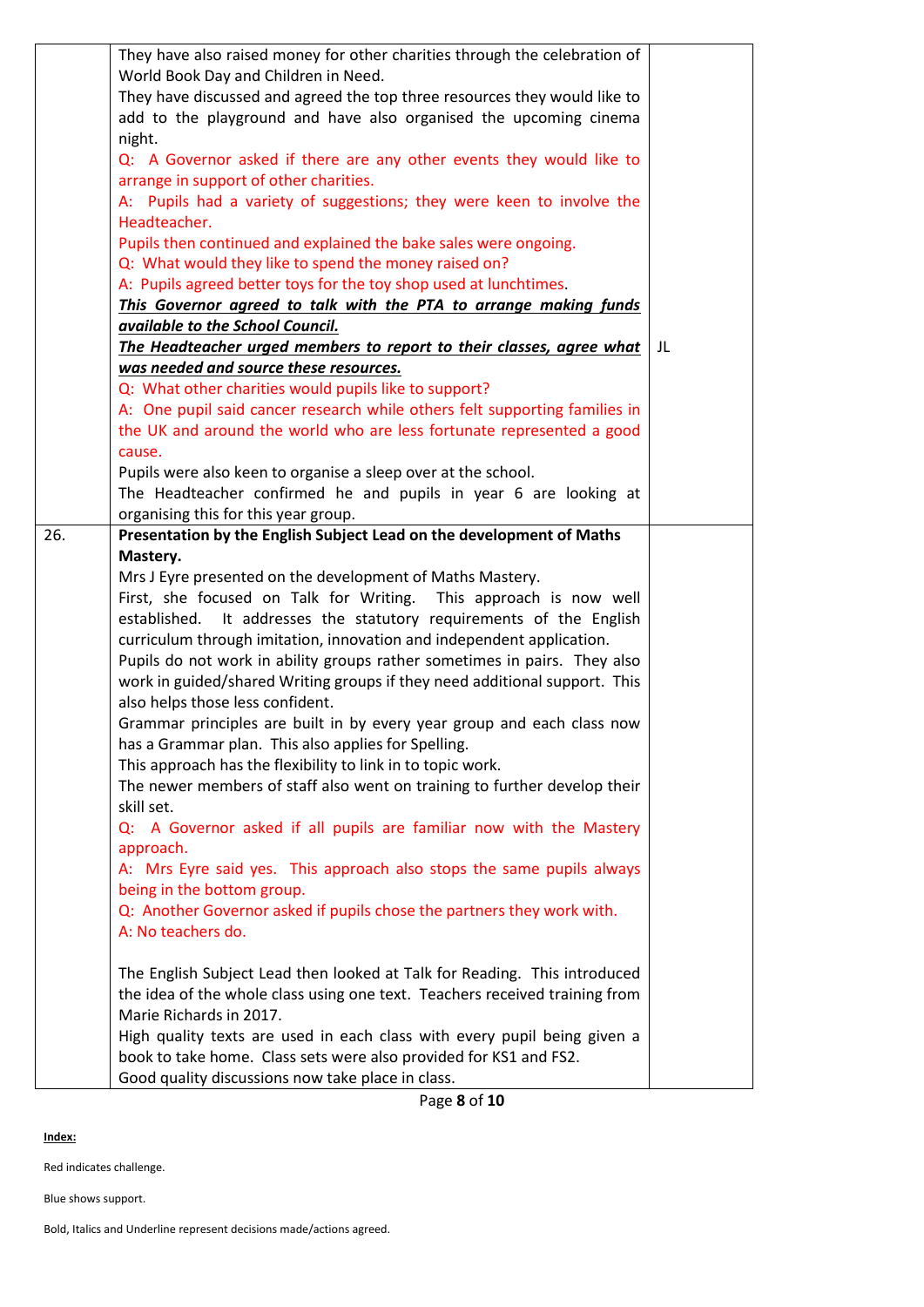| | | |
|---|---|---|
| | They have also raised money for other charities through the celebration of World Book Day and Children in Need.<br>They have discussed and agreed the top three resources they would like to add to the playground and have also organised the upcoming cinema night.<br>Q: A Governor asked if there are any other events they would like to arrange in support of other charities.<br>A: Pupils had a variety of suggestions; they were keen to involve the Headteacher.<br>Pupils then continued and explained the bake sales were ongoing.<br>Q: What would they like to spend the money raised on?<br>A: Pupils agreed better toys for the toy shop used at lunchtimes.<br>***<u>This Governor agreed to talk with the PTA to arrange making funds available to the School Council.</u>***<br>***<u>The Headteacher urged members to report to their classes, agree what was needed and source these resources.</u>***<br>Q: What other charities would pupils like to support?<br>A: One pupil said cancer research while others felt supporting families in the UK and around the world who are less fortunate represented a good cause.<br>Pupils were also keen to organise a sleep over at the school.<br>The Headteacher confirmed he and pupils in year 6 are looking at organising this for this year group. | JL |
| 26. | **Presentation by the English Subject Lead on the development of Maths Mastery.**<br>Mrs J Eyre presented on the development of Maths Mastery.<br>First, she focused on Talk for Writing. This approach is now well established. It addresses the statutory requirements of the English curriculum through imitation, innovation and independent application.<br>Pupils do not work in ability groups rather sometimes in pairs. They also work in guided/shared Writing groups if they need additional support. This also helps those less confident.<br>Grammar principles are built in by every year group and each class now has a Grammar plan. This also applies for Spelling.<br>This approach has the flexibility to link in to topic work.<br>The newer members of staff also went on training to further develop their skill set.<br>Q: A Governor asked if all pupils are familiar now with the Mastery approach.<br>A: Mrs Eyre said yes. This approach also stops the same pupils always being in the bottom group.<br>Q: Another Governor asked if pupils chose the partners they work with.<br>A: No teachers do.<br><br>The English Subject Lead then looked at Talk for Reading. This introduced the idea of the whole class using one text. Teachers received training from Marie Richards in 2017.<br>High quality texts are used in each class with every pupil being given a book to take home. Class sets were also provided for KS1 and FS2.<br>Good quality discussions now take place in class. | |

<u>**Index:**</u>

Red indicates challenge.

Blue shows support.

Bold, Italics and Underline represent decisions made/actions agreed.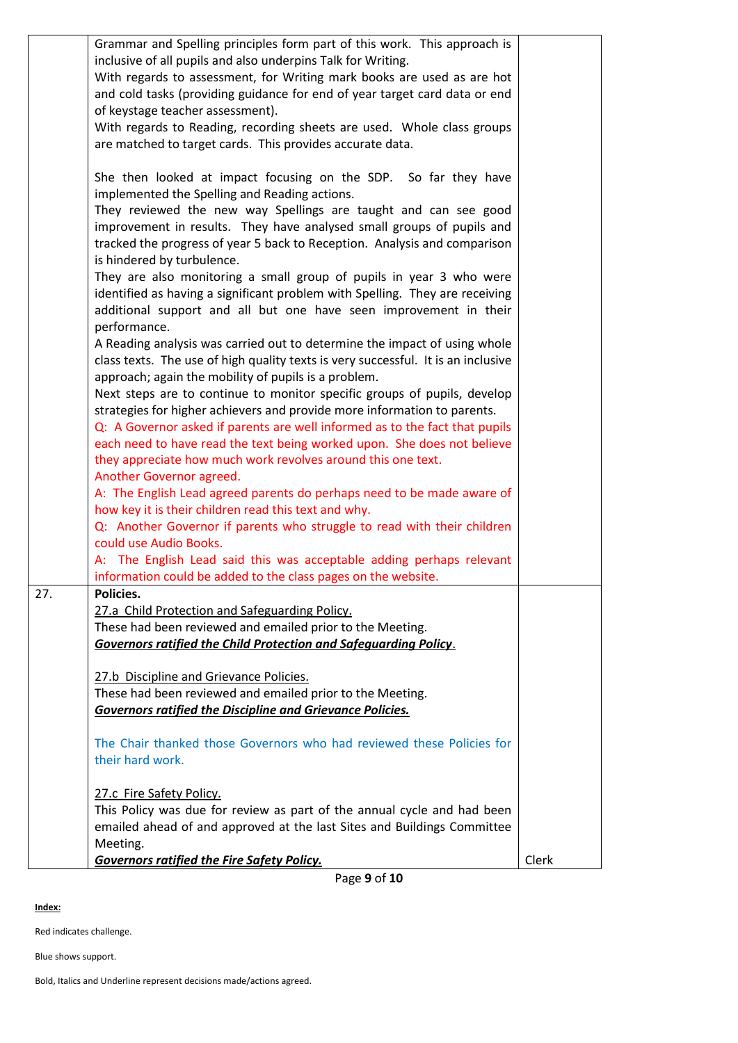| | | |
|---|---|---|
| | Grammar and Spelling principles form part of this work. This approach is inclusive of all pupils and also underpins Talk for Writing.<br>With regards to assessment, for Writing mark books are used as are hot and cold tasks (providing guidance for end of year target card data or end of keystage teacher assessment).<br>With regards to Reading, recording sheets are used. Whole class groups are matched to target cards. This provides accurate data.<br><br>She then looked at impact focusing on the SDP. So far they have implemented the Spelling and Reading actions.<br>They reviewed the new way Spellings are taught and can see good improvement in results. They have analysed small groups of pupils and tracked the progress of year 5 back to Reception. Analysis and comparison is hindered by turbulence.<br>They are also monitoring a small group of pupils in year 3 who were identified as having a significant problem with Spelling. They are receiving additional support and all but one have seen improvement in their performance.<br>A Reading analysis was carried out to determine the impact of using whole class texts. The use of high quality texts is very successful. It is an inclusive approach; again the mobility of pupils is a problem.<br>Next steps are to continue to monitor specific groups of pupils, develop strategies for higher achievers and provide more information to parents.<br>Q: A Governor asked if parents are well informed as to the fact that pupils each need to have read the text being worked upon. She does not believe they appreciate how much work revolves around this one text.<br>Another Governor agreed.<br>A: The English Lead agreed parents do perhaps need to be made aware of how key it is their children read this text and why.<br>Q: Another Governor if parents who struggle to read with their children could use Audio Books.<br>A: The English Lead said this was acceptable adding perhaps relevant information could be added to the class pages on the website. | |
| 27. | **Policies.**<br><u>27.a Child Protection and Safeguarding Policy.</u><br>These had been reviewed and emailed prior to the Meeting.<br>***<u>Governors ratified the Child Protection and Safeguarding Policy</u>***.<br><br><u>27.b Discipline and Grievance Policies.</u><br>These had been reviewed and emailed prior to the Meeting.<br>***<u>Governors ratified the Discipline and Grievance Policies.</u>***<br><br>The Chair thanked those Governors who had reviewed these Policies for their hard work.<br><br><u>27.c Fire Safety Policy.</u><br>This Policy was due for review as part of the annual cycle and had been emailed ahead of and approved at the last Sites and Buildings Committee Meeting.<br>***<u>Governors ratified the Fire Safety Policy.</u>*** | Clerk |

**<u>Index:</u>**

Red indicates challenge.

Blue shows support.

Bold, Italics and Underline represent decisions made/actions agreed.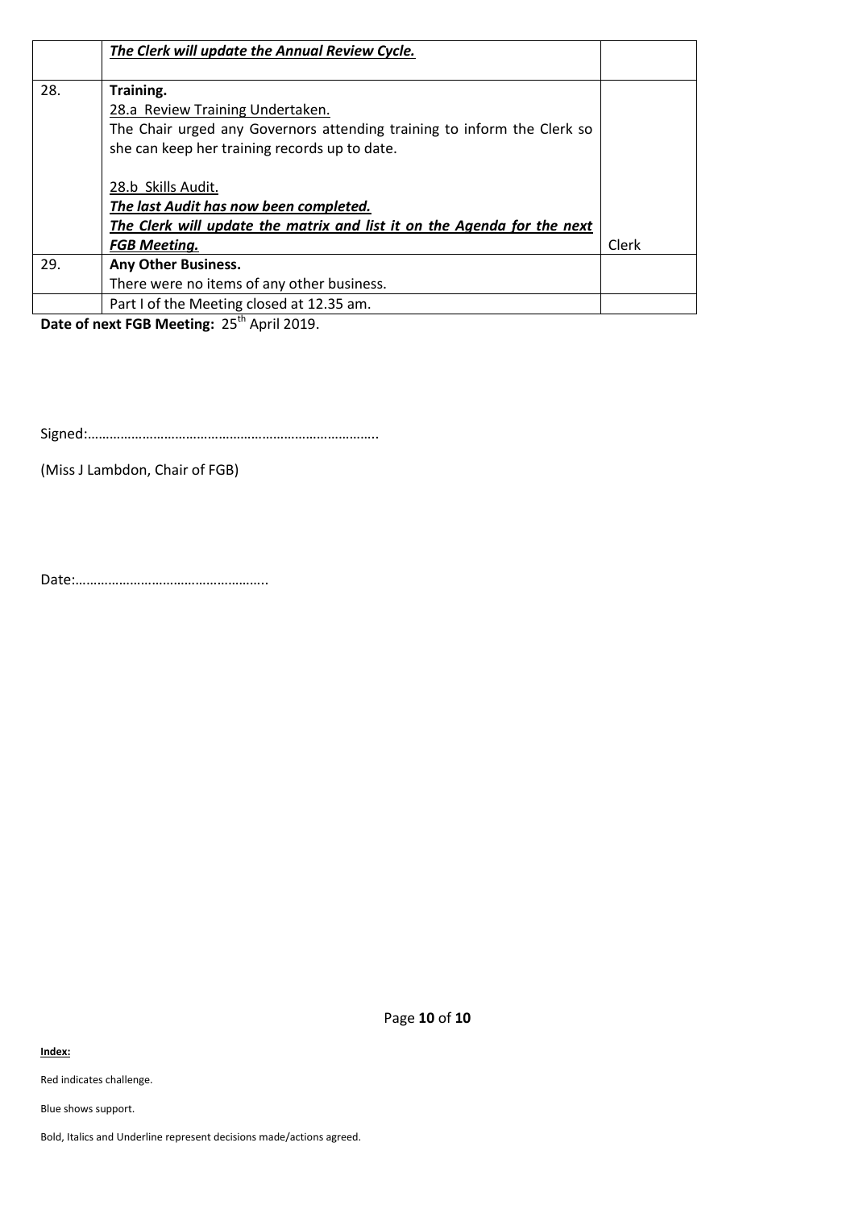| | | |
|---|---|---|
| | ***The Clerk will update the Annual Review Cycle.*** | |
| 28. | **Training.**<br>28.a Review Training Undertaken.<br>The Chair urged any Governors attending training to inform the Clerk so she can keep her training records up to date.<br><br>28.b Skills Audit.<br>***The last Audit has now been completed.***<br>***The Clerk will update the matrix and list it on the Agenda for the next FGB Meeting.*** | Clerk |
| 29. | **Any Other Business.**<br>There were no items of any other business. | |
| | Part I of the Meeting closed at 12.35 am. | |

**Date of next FGB Meeting:** 25th April 2019.

Signed:……………………………………………………………………..

(Miss J Lambdon, Chair of FGB)

Date:……………………………………………..

**Index:**

Red indicates challenge.

Blue shows support.

Bold, Italics and Underline represent decisions made/actions agreed.